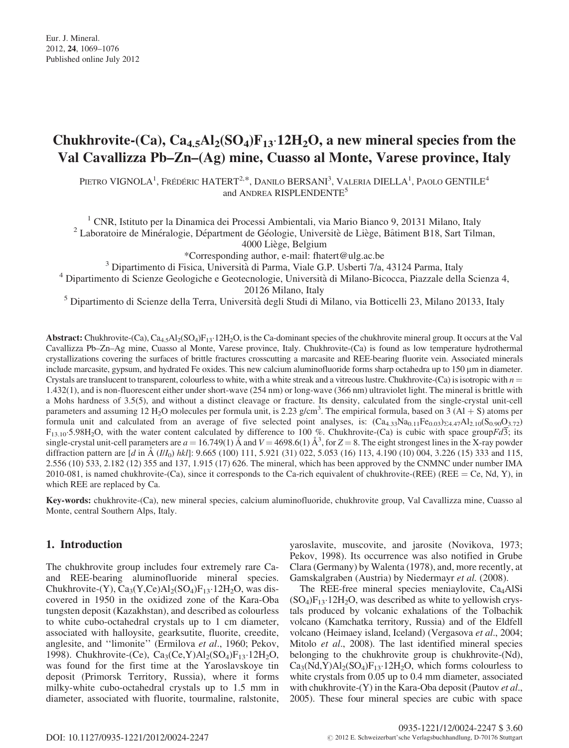# Chukhrovite-(Ca), $Ca_{4.5}Al_2(SO_4)F_{13}\cdot 12H_2O$, a new mineral species from the Val Cavallizza Pb–Zn–(Ag) mine, Cuasso al Monte, Varese province, Italy

Pietro Vignola[1], Frédéric Hatert[2,*], Danilo Bersani[3], Valeria Diella[1], Paolo Gentile[4] and Andrea Risplendente[5]

[1] CNR, Istituto per la Dinamica dei Processi Ambientali, via Mario Bianco 9, 20131 Milano, Italy

[2] Laboratoire de Minéralogie, Départment de Géologie, Universitè de Liège, Bâtiment B18, Sart Tilman, 4000 Liège, Belgium

*Corresponding author, e-mail: fhatert@ulg.ac.be

[3] Dipartimento di Fisica, Università di Parma, Viale G.P. Usberti 7/a, 43124 Parma, Italy

[4] Dipartimento di Scienze Geologiche e Geotecnologie, Università di Milano-Bicocca, Piazzale della Scienza 4, 20126 Milano, Italy

[5] Dipartimento di Scienze della Terra, Università degli Studi di Milano, via Botticelli 23, Milano 20133, Italy

**Abstract:** Chukhrovite-(Ca), $Ca_{4.5}Al_2(SO_4)F_{13}\cdot 12H_2O$, is the Ca-dominant species of the chukhrovite mineral group. It occurs at the Val Cavallizza Pb–Zn–Ag mine, Cuasso al Monte, Varese province, Italy. Chukhrovite-(Ca) is found as low temperature hydrothermal crystallizations covering the surfaces of brittle fractures crosscutting a marcasite and REE-bearing fluorite vein. Associated minerals include marcasite, gypsum, and hydrated Fe oxides. This new calcium aluminofluoride forms sharp octahedra up to 150 μm in diameter. Crystals are translucent to transparent, colourless to white, with a white streak and a vitreous lustre. Chukhrovite-(Ca) is isotropic with $n = 1.432(1)$, and is non-fluorescent either under short-wave (254 nm) or long-wave (366 nm) ultraviolet light. The mineral is brittle with a Mohs hardness of 3.5(5), and without a distinct cleavage or fracture. Its density, calculated from the single-crystal unit-cell parameters and assuming 12 $H_2O$ molecules per formula unit, is 2.23 g/cm$^3$. The empirical formula, based on 3 (Al + S) atoms per formula unit and calculated from an average of five selected point analyses, is: $(Ca_{4.33}Na_{0.11}Fe_{0.03})_{\Sigma 4.47}Al_{2.10}(S_{0.90}O_{3.72})F_{13.10}\cdot 5.98H_2O$, with the water content calculated by difference to 100 %. Chukhrovite-(Ca) is cubic with space group $Fd\bar{3}$; its single-crystal unit-cell parameters are $a = 16.749(1)$ Å and $V = 4698.6(1)$ Å$^3$, for $Z = 8$. The eight strongest lines in the X-ray powder diffraction pattern are [$d$ in Å ($I/I_0$) $hkl$]: 9.665 (100) 111, 5.921 (31) 022, 5.053 (16) 113, 4.190 (10) 004, 3.226 (15) 333 and 115, 2.556 (10) 533, 2.182 (12) 355 and 137, 1.915 (17) 626. The mineral, which has been approved by the CNMNC under number IMA 2010-081, is named chukhrovite-(Ca), since it corresponds to the Ca-rich equivalent of chukhrovite-(REE) (REE = Ce, Nd, Y), in which REE are replaced by Ca.

**Key-words:** chukhrovite-(Ca), new mineral species, calcium aluminofluoride, chukhrovite group, Val Cavallizza mine, Cuasso al Monte, central Southern Alps, Italy.

## 1. Introduction

The chukhrovite group includes four extremely rare Ca- and REE-bearing aluminofluoride mineral species. Chukhrovite-(Y), $Ca_3(Y,Ce)Al_2(SO_4)F_{13}\cdot 12H_2O$, was discovered in 1950 in the oxidized zone of the Kara-Oba tungsten deposit (Kazakhstan), and described as colourless to white cubo-octahedral crystals up to 1 cm diameter, associated with halloysite, gearksutite, fluorite, creedite, anglesite, and ''limonite'' (Ermilova *et al.*, 1960; Pekov, 1998). Chukhrovite-(Ce), $Ca_3(Ce,Y)Al_2(SO_4)F_{13}\cdot 12H_2O$, was found for the first time at the Yaroslavskoye tin deposit (Primorsk Territory, Russia), where it forms milky-white cubo-octahedral crystals up to 1.5 mm in diameter, associated with fluorite, tourmaline, ralstonite, yaroslavite, muscovite, and jarosite (Novikova, 1973; Pekov, 1998). Its occurrence was also notified in Grube Clara (Germany) by Walenta (1978), and, more recently, at Gamskalgraben (Austria) by Niedermayr *et al.* (2008).

The REE-free mineral species meniaylovite, $Ca_4AlSi(SO_4)F_{13}\cdot 12H_2O$, was described as white to yellowish crystals produced by volcanic exhalations of the Tolbachik volcano (Kamchatka territory, Russia) and of the Eldfell volcano (Heimaey island, Iceland) (Vergasova *et al.*, 2004; Mitolo *et al.*, 2008). The last identified mineral species belonging to the chukhrovite group is chukhrovite-(Nd), $Ca_3(Nd,Y)Al_2(SO_4)F_{13}\cdot 12H_2O$, which forms colourless to white crystals from 0.05 up to 0.4 mm diameter, associated with chukhrovite-(Y) in the Kara-Oba deposit (Pautov *et al.*, 2005). These four mineral species are cubic with space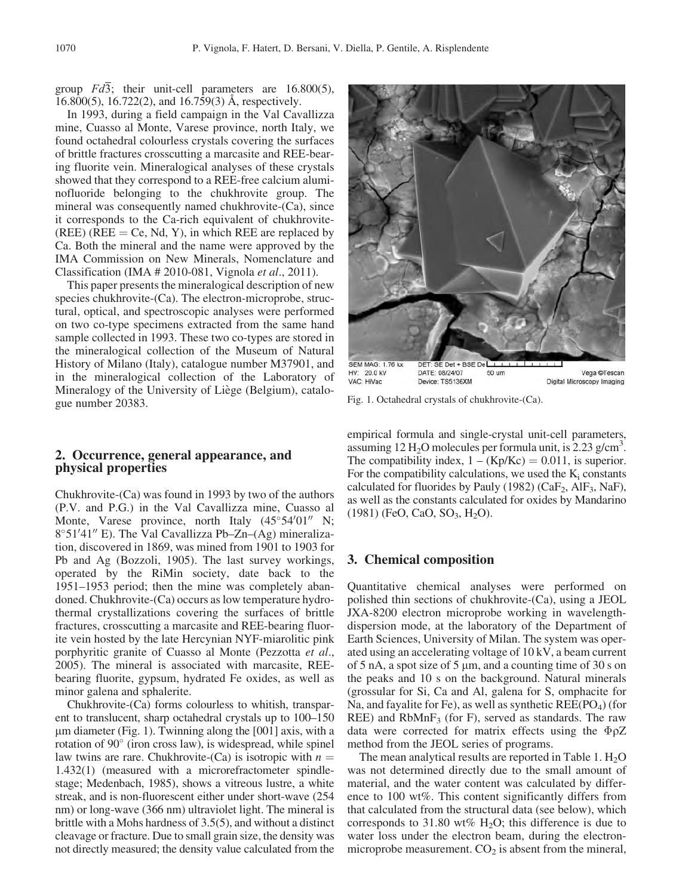group $Fd\bar{3}$; their unit-cell parameters are 16.800(5), 16.800(5), 16.722(2), and 16.759(3) Å, respectively.

In 1993, during a field campaign in the Val Cavallizza mine, Cuasso al Monte, Varese province, north Italy, we found octahedral colourless crystals covering the surfaces of brittle fractures crosscutting a marcasite and REE-bearing fluorite vein. Mineralogical analyses of these crystals showed that they correspond to a REE-free calcium aluminofluoride belonging to the chukhrovite group. The mineral was consequently named chukhrovite-(Ca), since it corresponds to the Ca-rich equivalent of chukhrovite-(REE) (REE = Ce, Nd, Y), in which REE are replaced by Ca. Both the mineral and the name were approved by the IMA Commission on New Minerals, Nomenclature and Classification (IMA # 2010-081, Vignola *et al*., 2011).

This paper presents the mineralogical description of new species chukhrovite-(Ca). The electron-microprobe, structural, optical, and spectroscopic analyses were performed on two co-type specimens extracted from the same hand sample collected in 1993. These two co-types are stored in the mineralogical collection of the Museum of Natural History of Milano (Italy), catalogue number M37901, and in the mineralogical collection of the Laboratory of Mineralogy of the University of Liège (Belgium), catalogue number 20383.

Fig. 1. Octahedral crystals of chukhrovite-(Ca).

## 2. Occurrence, general appearance, and physical properties

Chukhrovite-(Ca) was found in 1993 by two of the authors (P.V. and P.G.) in the Val Cavallizza mine, Cuasso al Monte, Varese province, north Italy (45°54′01″ N; 8°51′41″ E). The Val Cavallizza Pb–Zn–(Ag) mineralization, discovered in 1869, was mined from 1901 to 1903 for Pb and Ag (Bozzoli, 1905). The last survey workings, operated by the RiMin society, date back to the 1951–1953 period; then the mine was completely abandoned. Chukhrovite-(Ca) occurs as low temperature hydrothermal crystallizations covering the surfaces of brittle fractures, crosscutting a marcasite and REE-bearing fluorite vein hosted by the late Hercynian NYF-miarolitic pink porphyritic granite of Cuasso al Monte (Pezzotta *et al*., 2005). The mineral is associated with marcasite, REE-bearing fluorite, gypsum, hydrated Fe oxides, as well as minor galena and sphalerite.

Chukhrovite-(Ca) forms colourless to whitish, transparent to translucent, sharp octahedral crystals up to 100–150 μm diameter (Fig. 1). Twinning along the [001] axis, with a rotation of 90° (iron cross law), is widespread, while spinel law twins are rare. Chukhrovite-(Ca) is isotropic with $n$ = 1.432(1) (measured with a microrefractometer spindle-stage; Medenbach, 1985), shows a vitreous lustre, a white streak, and is non-fluorescent either under short-wave (254 nm) or long-wave (366 nm) ultraviolet light. The mineral is brittle with a Mohs hardness of 3.5(5), and without a distinct cleavage or fracture. Due to small grain size, the density was not directly measured; the density value calculated from the empirical formula and single-crystal unit-cell parameters, assuming 12 $H_2O$ molecules per formula unit, is 2.23 g/cm$^3$. The compatibility index, $1 - (Kp/Kc) = 0.011$, is superior. For the compatibility calculations, we used the $K_i$ constants calculated for fluorides by Pauly (1982) ($CaF_2$, $AlF_3$, NaF), as well as the constants calculated for oxides by Mandarino (1981) (FeO, CaO, $SO_3$, $H_2O$).

## 3. Chemical composition

Quantitative chemical analyses were performed on polished thin sections of chukhrovite-(Ca), using a JEOL JXA-8200 electron microprobe working in wavelength-dispersion mode, at the laboratory of the Department of Earth Sciences, University of Milan. The system was operated using an accelerating voltage of 10 kV, a beam current of 5 nA, a spot size of 5 μm, and a counting time of 30 s on the peaks and 10 s on the background. Natural minerals (grossular for Si, Ca and Al, galena for S, omphacite for Na, and fayalite for Fe), as well as synthetic REE($PO_4$) (for REE) and $RbMnF_3$ (for F), served as standards. The raw data were corrected for matrix effects using the ΦρZ method from the JEOL series of programs.

The mean analytical results are reported in Table 1. $H_2O$ was not determined directly due to the small amount of material, and the water content was calculated by difference to 100 wt%. This content significantly differs from that calculated from the structural data (see below), which corresponds to 31.80 wt% $H_2O$; this difference is due to water loss under the electron beam, during the electron-microprobe measurement. $CO_2$ is absent from the mineral,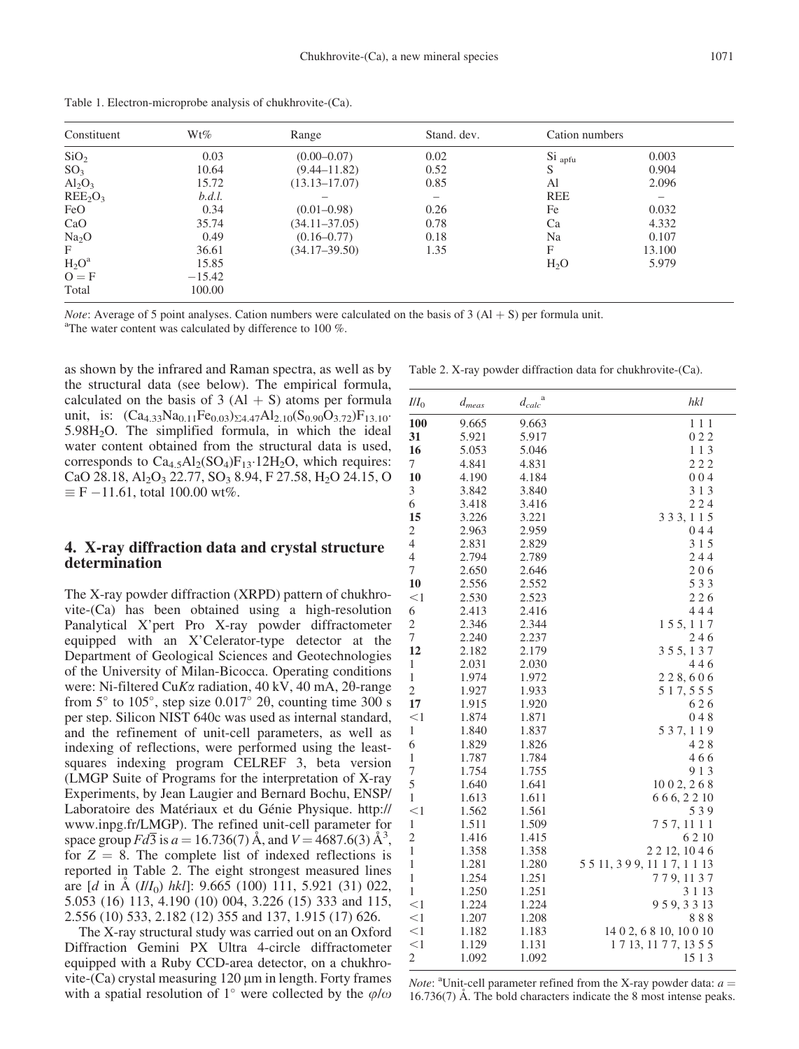Table 1. Electron-microprobe analysis of chukhrovite-(Ca).

| Constituent | Wt% | Range | Stand. dev. | Cation numbers | |
|---|---|---|---|---|---|
| $SiO_2$ | 0.03 | (0.00–0.07) | 0.02 | $Si_{apfu}$ | 0.003 |
| $SO_3$ | 10.64 | (9.44–11.82) | 0.52 | S | 0.904 |
| $Al_2O_3$ | 15.72 | (13.13–17.07) | 0.85 | Al | 2.096 |
| $REE_2O_3$ | *b.d.l.* | – | – | REE | – |
| FeO | 0.34 | (0.01–0.98) | 0.26 | Fe | 0.032 |
| CaO | 35.74 | (34.11–37.05) | 0.78 | Ca | 4.332 |
| $Na_2O$ | 0.49 | (0.16–0.77) | 0.18 | Na | 0.107 |
| F | 36.61 | (34.17–39.50) | 1.35 | F | 13.100 |
| $H_2O$[a] | 15.85 | | | $H_2O$ | 5.979 |
| O = F | −15.42 | | | | |
| Total | 100.00 | | | | |

*Note*: Average of 5 point analyses. Cation numbers were calculated on the basis of 3 (Al + S) per formula unit.
[a]The water content was calculated by difference to 100 %.

as shown by the infrared and Raman spectra, as well as by the structural data (see below). The empirical formula, calculated on the basis of 3 (Al + S) atoms per formula unit, is: $(Ca_{4.33}Na_{0.11}Fe_{0.03})_{\Sigma 4.47}Al_{2.10}(S_{0.90}O_{3.72})F_{13.10}\cdot 5.98H_2O$. The simplified formula, in which the ideal water content obtained from the structural data is used, corresponds to $Ca_{4.5}Al_2(SO_4)F_{13}\cdot 12H_2O$, which requires: CaO 28.18, $Al_2O_3$ 22.77, $SO_3$ 8.94, F 27.58, $H_2O$ 24.15, O $\equiv$ F −11.61, total 100.00 wt%.

## 4. X-ray diffraction data and crystal structure determination

The X-ray powder diffraction (XRPD) pattern of chukhrovite-(Ca) has been obtained using a high-resolution Panalytical X'pert Pro X-ray powder diffractometer equipped with an X'Celerator-type detector at the Department of Geological Sciences and Geotechnologies of the University of Milan-Bicocca. Operating conditions were: Ni-filtered Cu*K*α radiation, 40 kV, 40 mA, 2θ-range from 5° to 105°, step size 0.017° 2θ, counting time 300 s per step. Silicon NIST 640c was used as internal standard, and the refinement of unit-cell parameters, as well as indexing of reflections, were performed using the least-squares indexing program CELREF 3, beta version (LMGP Suite of Programs for the interpretation of X-ray Experiments, by Jean Laugier and Bernard Bochu, ENSP/Laboratoire des Matériaux et du Génie Physique. http://www.inpg.fr/LMGP). The refined unit-cell parameter for space group $Fd\overline{3}$ is $a = 16.736(7)$ Å, and $V = 4687.6(3)$ Å$^3$, for $Z = 8$. The complete list of indexed reflections is reported in Table 2. The eight strongest measured lines are [*d* in Å ($I/I_0$) *hkl*]: 9.665 (100) 111, 5.921 (31) 022, 5.053 (16) 113, 4.190 (10) 004, 3.226 (15) 333 and 115, 2.556 (10) 533, 2.182 (12) 355 and 137, 1.915 (17) 626.

The X-ray structural study was carried out on an Oxford Diffraction Gemini PX Ultra 4-circle diffractometer equipped with a Ruby CCD-area detector, on a chukhrovite-(Ca) crystal measuring 120 μm in length. Forty frames with a spatial resolution of 1° were collected by the φ/ω

Table 2. X-ray powder diffraction data for chukhrovite-(Ca).

| $I/I_0$ | $d_{meas}$ | $d_{calc}$[a] | *hkl* |
|---|---|---|---|
| **100** | 9.665 | 9.663 | 1 1 1 |
| **31** | 5.921 | 5.917 | 0 2 2 |
| **16** | 5.053 | 5.046 | 1 1 3 |
| 7 | 4.841 | 4.831 | 2 2 2 |
| **10** | 4.190 | 4.184 | 0 0 4 |
| 3 | 3.842 | 3.840 | 3 1 3 |
| 6 | 3.418 | 3.416 | 2 2 4 |
| **15** | 3.226 | 3.221 | 3 3 3, 1 1 5 |
| 2 | 2.963 | 2.959 | 0 4 4 |
| 4 | 2.831 | 2.829 | 3 1 5 |
| 4 | 2.794 | 2.789 | 2 4 4 |
| 7 | 2.650 | 2.646 | 2 0 6 |
| **10** | 2.556 | 2.552 | 5 3 3 |
| <1 | 2.530 | 2.523 | 2 2 6 |
| 6 | 2.413 | 2.416 | 4 4 4 |
| 2 | 2.346 | 2.344 | 1 5 5, 1 1 7 |
| 7 | 2.240 | 2.237 | 2 4 6 |
| **12** | 2.182 | 2.179 | 3 5 5, 1 3 7 |
| 1 | 2.031 | 2.030 | 4 4 6 |
| 1 | 1.974 | 1.972 | 2 2 8, 6 0 6 |
| 2 | 1.927 | 1.933 | 5 1 7, 5 5 5 |
| **17** | 1.915 | 1.920 | 6 2 6 |
| <1 | 1.874 | 1.871 | 0 4 8 |
| 1 | 1.840 | 1.837 | 5 3 7, 1 1 9 |
| 6 | 1.829 | 1.826 | 4 2 8 |
| 1 | 1.787 | 1.784 | 4 6 6 |
| 7 | 1.754 | 1.755 | 9 1 3 |
| 5 | 1.640 | 1.641 | 10 0 2, 2 6 8 |
| 1 | 1.613 | 1.611 | 6 6 6, 2 2 10 |
| <1 | 1.562 | 1.561 | 5 3 9 |
| 1 | 1.511 | 1.509 | 7 5 7, 11 1 1 |
| 2 | 1.416 | 1.415 | 6 2 10 |
| 1 | 1.358 | 1.358 | 2 2 12, 10 4 6 |
| 1 | 1.281 | 1.280 | 5 5 11, 3 9 9, 11 1 7, 1 1 13 |
| 1 | 1.254 | 1.251 | 7 7 9, 11 3 7 |
| 1 | 1.250 | 1.251 | 3 1 13 |
| <1 | 1.224 | 1.224 | 9 5 9, 3 3 13 |
| <1 | 1.207 | 1.208 | 8 8 8 |
| <1 | 1.182 | 1.183 | 14 0 2, 6 8 10, 10 0 10 |
| <1 | 1.129 | 1.131 | 1 7 13, 11 7 7, 13 5 5 |
| 2 | 1.092 | 1.092 | 15 1 3 |

*Note*: [a]Unit-cell parameter refined from the X-ray powder data: $a = 16.736(7)$ Å. The bold characters indicate the 8 most intense peaks.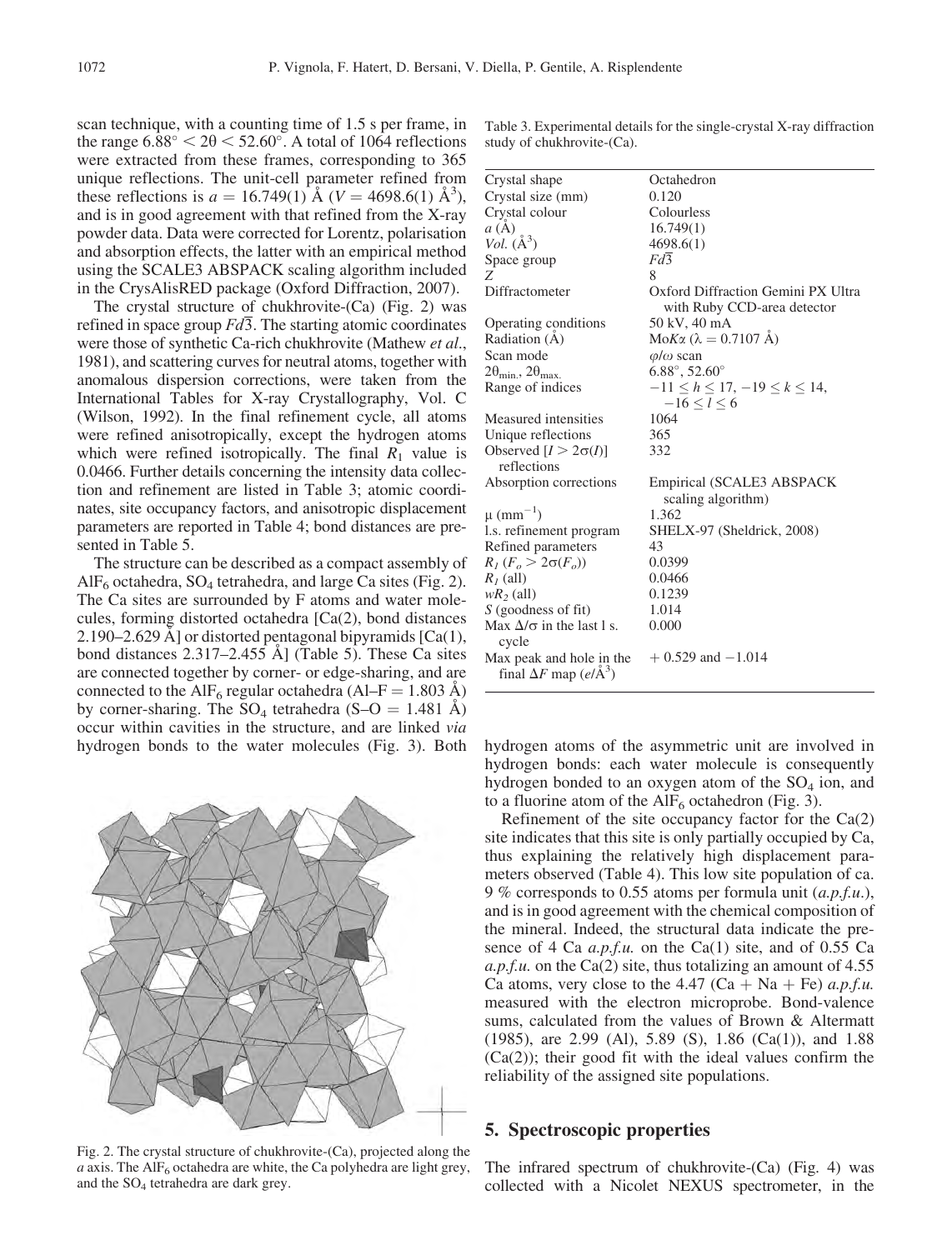scan technique, with a counting time of 1.5 s per frame, in the range $6.88° < 2\theta < 52.60°$. A total of 1064 reflections were extracted from these frames, corresponding to 365 unique reflections. The unit-cell parameter refined from these reflections is $a = 16.749(1)$ Å ($V = 4698.6(1)$ Å$^3$), and is in good agreement with that refined from the X-ray powder data. Data were corrected for Lorentz, polarisation and absorption effects, the latter with an empirical method using the SCALE3 ABSPACK scaling algorithm included in the CrysAlisRED package (Oxford Diffraction, 2007).

The crystal structure of chukhrovite-(Ca) (Fig. 2) was refined in space group $Fd\bar{3}$. The starting atomic coordinates were those of synthetic Ca-rich chukhrovite (Mathew *et al.*, 1981), and scattering curves for neutral atoms, together with anomalous dispersion corrections, were taken from the International Tables for X-ray Crystallography, Vol. C (Wilson, 1992). In the final refinement cycle, all atoms were refined anisotropically, except the hydrogen atoms which were refined isotropically. The final $R_1$ value is 0.0466. Further details concerning the intensity data collection and refinement are listed in Table 3; atomic coordinates, site occupancy factors, and anisotropic displacement parameters are reported in Table 4; bond distances are presented in Table 5.

The structure can be described as a compact assembly of $AlF_6$ octahedra, $SO_4$ tetrahedra, and large Ca sites (Fig. 2). The Ca sites are surrounded by F atoms and water molecules, forming distorted octahedra [Ca(2), bond distances 2.190–2.629 Å] or distorted pentagonal bipyramids [Ca(1), bond distances 2.317–2.455 Å] (Table 5). These Ca sites are connected together by corner- or edge-sharing, and are connected to the $AlF_6$ regular octahedra (Al–F = 1.803 Å) by corner-sharing. The $SO_4$ tetrahedra (S–O = 1.481 Å) occur within cavities in the structure, and are linked *via* hydrogen bonds to the water molecules (Fig. 3). Both hydrogen atoms of the asymmetric unit are involved in hydrogen bonds: each water molecule is consequently hydrogen bonded to an oxygen atom of the $SO_4$ ion, and to a fluorine atom of the $AlF_6$ octahedron (Fig. 3).

Fig. 2. The crystal structure of chukhrovite-(Ca), projected along the *a* axis. The $AlF_6$ octahedra are white, the Ca polyhedra are light grey, and the $SO_4$ tetrahedra are dark grey.

Table 3. Experimental details for the single-crystal X-ray diffraction study of chukhrovite-(Ca).

| | |
|---|---|
| Crystal shape | Octahedron |
| Crystal size (mm) | 0.120 |
| Crystal colour | Colourless |
| $a$ (Å) | 16.749(1) |
| *Vol.* (Å$^3$) | 4698.6(1) |
| Space group | $Fd\bar{3}$ |
| $Z$ | 8 |
| Diffractometer | Oxford Diffraction Gemini PX Ultra with Ruby CCD-area detector |
| Operating conditions | 50 kV, 40 mA |
| Radiation (Å) | Mo$K\alpha$ ($\lambda = 0.7107$ Å) |
| Scan mode | $\varphi/\omega$ scan |
| $2\theta_{min.}$, $2\theta_{max.}$ | 6.88°, 52.60° |
| Range of indices | $-11 \leq h \leq 17$, $-19 \leq k \leq 14$, $-16 \leq l \leq 6$ |
| Measured intensities | 1064 |
| Unique reflections | 365 |
| Observed [$I > 2\sigma(I)$] reflections | 332 |
| Absorption corrections | Empirical (SCALE3 ABSPACK scaling algorithm) |
| $\mu$ (mm$^{-1}$) | 1.362 |
| l.s. refinement program | SHELX-97 (Sheldrick, 2008) |
| Refined parameters | 43 |
| $R_1$ ($F_o > 2\sigma(F_o)$) | 0.0399 |
| $R_1$ (all) | 0.0466 |
| $wR_2$ (all) | 0.1239 |
| $S$ (goodness of fit) | 1.014 |
| Max $\Delta/\sigma$ in the last l s. cycle | 0.000 |
| Max peak and hole in the final $\Delta F$ map ($e$/Å$^3$) | + 0.529 and −1.014 |

Refinement of the site occupancy factor for the Ca(2) site indicates that this site is only partially occupied by Ca, thus explaining the relatively high displacement parameters observed (Table 4). This low site population of ca. 9 % corresponds to 0.55 atoms per formula unit (*a.p.f.u.*), and is in good agreement with the chemical composition of the mineral. Indeed, the structural data indicate the presence of 4 Ca *a.p.f.u.* on the Ca(1) site, and of 0.55 Ca *a.p.f.u.* on the Ca(2) site, thus totalizing an amount of 4.55 Ca atoms, very close to the 4.47 (Ca + Na + Fe) *a.p.f.u.* measured with the electron microprobe. Bond-valence sums, calculated from the values of Brown & Altermatt (1985), are 2.99 (Al), 5.89 (S), 1.86 (Ca(1)), and 1.88 (Ca(2)); their good fit with the ideal values confirm the reliability of the assigned site populations.

## 5. Spectroscopic properties

The infrared spectrum of chukhrovite-(Ca) (Fig. 4) was collected with a Nicolet NEXUS spectrometer, in the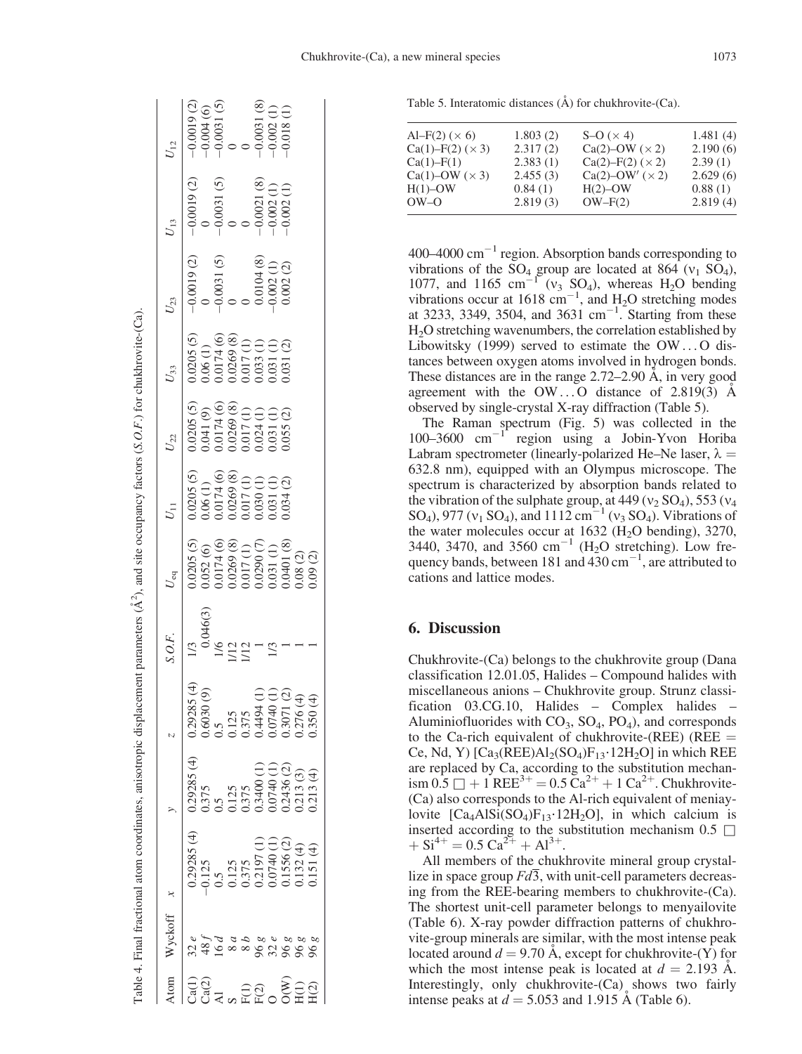Table 4. Final fractional atom coordinates, anisotropic displacement parameters (Å$^2$), and site occupancy factors (*S.O.F.*) for chukhrovite-(Ca).

| Atom | Wyckoff | *x* | *y* | *z* | *S.O.F.* | $U_{eq}$ | $U_{11}$ | $U_{22}$ | $U_{33}$ | $U_{23}$ | $U_{13}$ | $U_{12}$ |
|---|---|---|---|---|---|---|---|---|---|---|---|---|
| Ca(1) | 32 *e* | 0.29285 (4) | 0.29285 (4) | 0.29285 (4) | 1/3 | 0.0205 (5) | 0.0205 (5) | 0.0205 (5) | 0.0205 (5) | −0.0019 (2) | −0.0019 (2) | −0.0019 (2) |
| Ca(2) | 48 *f* | −0.125 | 0.375 | 0.6030 (9) | 0.046(3) | 0.052 (6) | 0.06 (1) | 0.041 (9) | 0.06 (1) | 0 | 0 | −0.004 (6) |
| Al | 16 *d* | 0.5 | 0.5 | 0.5 | 1/6 | 0.0174 (6) | 0.0174 (6) | 0.0174 (6) | 0.0174 (6) | −0.0031 (5) | −0.0031 (5) | −0.0031 (5) |
| S | 8 *a* | 0.125 | 0.125 | 0.125 | 1/12 | 0.0269 (8) | 0.0269 (8) | 0.0269 (8) | 0.0269 (8) | 0 | 0 | 0 |
| F(1) | 8 *b* | 0.375 | 0.375 | 0.375 | 1/12 | 0.017 (1) | 0.017 (1) | 0.017 (1) | 0.017 (1) | 0 | 0 | 0 |
| F(2) | 96 *g* | 0.2197 (1) | 0.3400 (1) | 0.4494 (1) | 1 | 0.0290 (7) | 0.030 (1) | 0.024 (1) | 0.033 (1) | 0.0104 (8) | −0.0021 (8) | −0.0031 (8) |
| O | 32 *e* | 0.0740 (1) | 0.0740 (1) | 0.0740 (1) | 1/3 | 0.031 (1) | 0.031 (1) | 0.031 (1) | 0.031 (1) | −0.002 (1) | −0.002 (1) | −0.002 (1) |
| O(W) | 96 *g* | 0.1556 (2) | 0.2436 (2) | 0.3071 (2) | 1 | 0.0401 (8) | 0.034 (2) | 0.055 (2) | 0.031 (2) | 0.002 (2) | −0.002 (1) | −0.018 (1) |
| H(1) | 96 *g* | 0.132 (4) | 0.213 (3) | 0.276 (4) | 1 | 0.08 (2) | | | | | | |
| H(2) | 96 *g* | 0.151 (4) | 0.213 (4) | 0.350 (4) | 1 | 0.09 (2) | | | | | | |

Table 5. Interatomic distances (Å) for chukhrovite-(Ca).

| | | | |
|---|---|---|---|
| Al–F(2) (× 6) | 1.803 (2) | S–O (× 4) | 1.481 (4) |
| Ca(1)–F(2) (× 3) | 2.317 (2) | Ca(2)–OW (× 2) | 2.190 (6) |
| Ca(1)–F(1) | 2.383 (1) | Ca(2)–F(2) (× 2) | 2.39 (1) |
| Ca(1)–OW (× 3) | 2.455 (3) | Ca(2)–OW′ (× 2) | 2.629 (6) |
| H(1)–OW | 0.84 (1) | H(2)–OW | 0.88 (1) |
| OW–O | 2.819 (3) | OW–F(2) | 2.819 (4) |

400–4000 cm$^{-1}$ region. Absorption bands corresponding to vibrations of the $SO_4$ group are located at 864 ($\nu_1$ $SO_4$), 1077, and 1165 cm$^{-1}$ ($\nu_3$ $SO_4$), whereas $H_2O$ bending vibrations occur at 1618 cm$^{-1}$, and $H_2O$ stretching modes at 3233, 3349, 3504, and 3631 cm$^{-1}$. Starting from these $H_2O$ stretching wavenumbers, the correlation established by Libowitsky (1999) served to estimate the OW…O distances between oxygen atoms involved in hydrogen bonds. These distances are in the range 2.72–2.90 Å, in very good agreement with the OW…O distance of 2.819(3) Å observed by single-crystal X-ray diffraction (Table 5).

The Raman spectrum (Fig. 5) was collected in the 100–3600 cm$^{-1}$ region using a Jobin-Yvon Horiba Labram spectrometer (linearly-polarized He–Ne laser, $\lambda$ = 632.8 nm), equipped with an Olympus microscope. The spectrum is characterized by absorption bands related to the vibration of the sulphate group, at 449 ($\nu_2$ $SO_4$), 553 ($\nu_4$ $SO_4$), 977 ($\nu_1$ $SO_4$), and 1112 cm$^{-1}$ ($\nu_3$ $SO_4$). Vibrations of the water molecules occur at 1632 ($H_2O$ bending), 3270, 3440, 3470, and 3560 cm$^{-1}$ ($H_2O$ stretching). Low frequency bands, between 181 and 430 cm$^{-1}$, are attributed to cations and lattice modes.

## 6. Discussion

Chukhrovite-(Ca) belongs to the chukhrovite group (Dana classification 12.01.05, Halides – Compound halides with miscellaneous anions – Chukhrovite group. Strunz classification 03.CG.10, Halides – Complex halides – Aluminiofluorides with $CO_3$, $SO_4$, $PO_4$), and corresponds to the Ca-rich equivalent of chukhrovite-(REE) (REE = Ce, Nd, Y) [$Ca_3(REE)Al_2(SO_4)F_{13}\cdot 12H_2O$] in which REE are replaced by Ca, according to the substitution mechanism $0.5\,\square + 1\,REE^{3+} = 0.5\,Ca^{2+} + 1\,Ca^{2+}$. Chukhrovite-(Ca) also corresponds to the Al-rich equivalent of meniaylovite [$Ca_4AlSi(SO_4)F_{13}\cdot 12H_2O$], in which calcium is inserted according to the substitution mechanism $0.5\,\square + Si^{4+} = 0.5\,Ca^{2+} + Al^{3+}$.

All members of the chukhrovite mineral group crystallize in space group $Fd\bar{3}$, with unit-cell parameters decreasing from the REE-bearing members to chukhrovite-(Ca). The shortest unit-cell parameter belongs to menyailovite (Table 6). X-ray powder diffraction patterns of chukhrovite-group minerals are similar, with the most intense peak located around $d$ = 9.70 Å, except for chukhrovite-(Y) for which the most intense peak is located at $d$ = 2.193 Å. Interestingly, only chukhrovite-(Ca) shows two fairly intense peaks at $d$ = 5.053 and 1.915 Å (Table 6).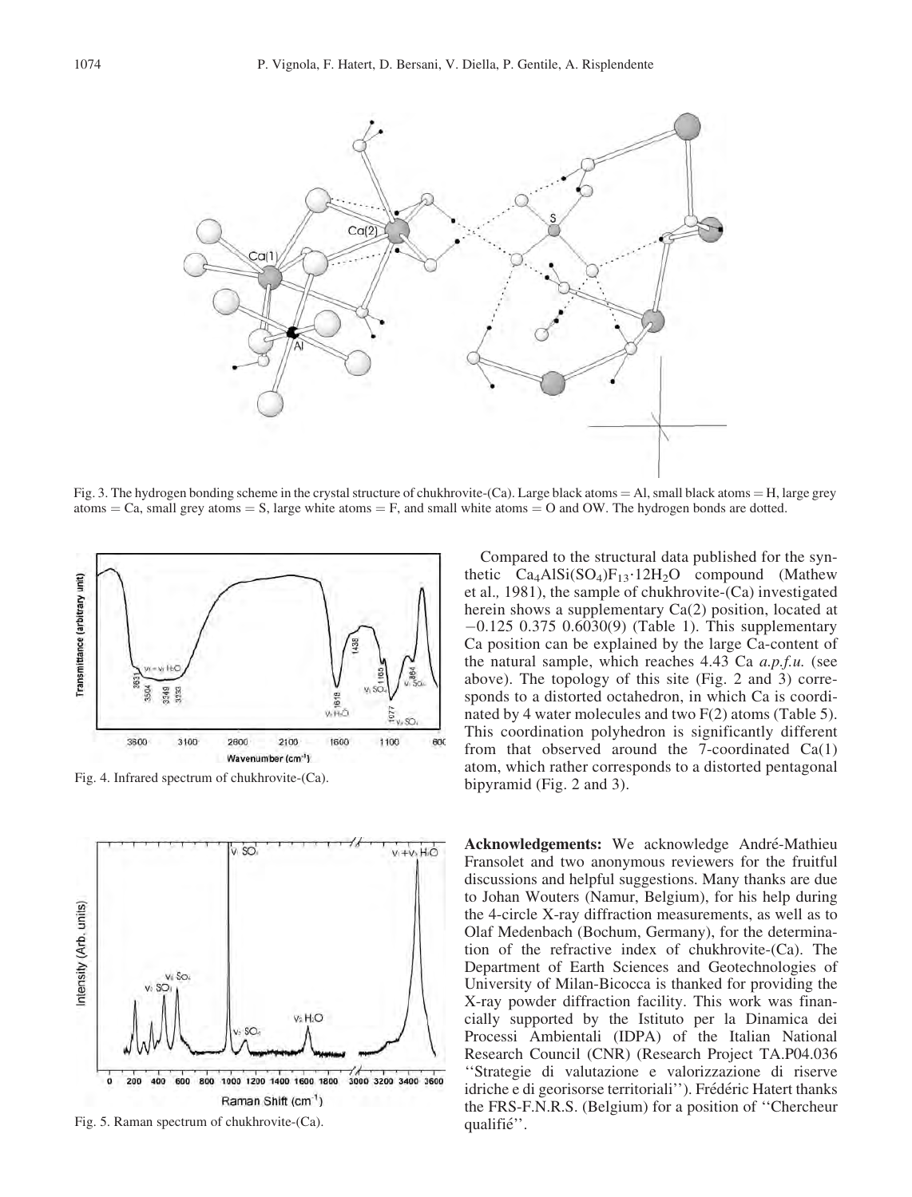Fig. 3. The hydrogen bonding scheme in the crystal structure of chukhrovite-(Ca). Large black atoms = Al, small black atoms = H, large grey atoms = Ca, small grey atoms = S, large white atoms = F, and small white atoms = O and OW. The hydrogen bonds are dotted.

Fig. 4. Infrared spectrum of chukhrovite-(Ca).

Fig. 5. Raman spectrum of chukhrovite-(Ca).

Compared to the structural data published for the synthetic $Ca_4AlSi(SO_4)F_{13}\cdot12H_2O$ compound (Mathew et al., 1981), the sample of chukhrovite-(Ca) investigated herein shows a supplementary Ca(2) position, located at −0.125 0.375 0.6030(9) (Table 1). This supplementary Ca position can be explained by the large Ca-content of the natural sample, which reaches 4.43 Ca *a.p.f.u.* (see above). The topology of this site (Fig. 2 and 3) corresponds to a distorted octahedron, in which Ca is coordinated by 4 water molecules and two F(2) atoms (Table 5). This coordination polyhedron is significantly different from that observed around the 7-coordinated Ca(1) atom, which rather corresponds to a distorted pentagonal bipyramid (Fig. 2 and 3).

**Acknowledgements:** We acknowledge André-Mathieu Fransolet and two anonymous reviewers for the fruitful discussions and helpful suggestions. Many thanks are due to Johan Wouters (Namur, Belgium), for his help during the 4-circle X-ray diffraction measurements, as well as to Olaf Medenbach (Bochum, Germany), for the determination of the refractive index of chukhrovite-(Ca). The Department of Earth Sciences and Geotechnologies of University of Milan-Bicocca is thanked for providing the X-ray powder diffraction facility. This work was financially supported by the Istituto per la Dinamica dei Processi Ambientali (IDPA) of the Italian National Research Council (CNR) (Research Project TA.P04.036 ''Strategie di valutazione e valorizzazione di riserve idriche e di georisorse territoriali''). Frédéric Hatert thanks the FRS-F.N.R.S. (Belgium) for a position of ''Chercheur qualifié''.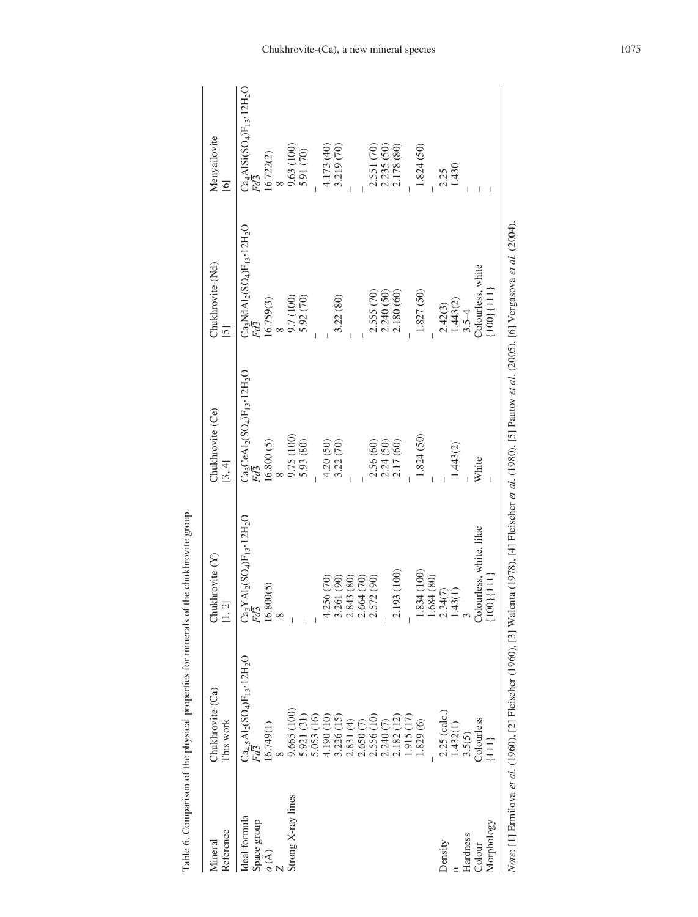Table 6. Comparison of the physical properties for minerals of the chukhrovite group.

| Mineral | Chukhrovite-(Ca) | Chukhrovite-(Y) | Chukhrovite-(Ce) | Chukhrovite-(Nd) | Menyailovite |
|---|---|---|---|---|---|
| Reference | This work | [1, 2] | [3, 4] | [5] | [6] |
| Ideal formula | $Ca_{4.5}Al_2(SO_4)F_{13}\cdot 12H_2O$ | $Ca_3YAl_2(SO_4)F_{13}\cdot 12H_2O$ | $Ca_3CeAl_2(SO_4)F_{13}\cdot 12H_2O$ | $Ca_3NdAl_2(SO_4)F_{13}\cdot 12H_2O$ | $Ca_4AlSi(SO_4)F_{13}\cdot 12H_2O$ |
| Space group | $Fd\bar{3}$ | $Fd\bar{3}$ | $Fd\bar{3}$ | $Fd\bar{3}$ | $Fd\bar{3}$ |
| $a$ (Å) | 16.749(1) | 16.800(5) | 16.800 (5) | 16.759(3) | 16.722(2) |
| $Z$ | 8 | 8 | 8 | 8 | 8 |
| Strong X-ray lines | 9.665 (100) | – | 9.75 (100) | 9.7 (100) | 9.63 (100) |
| | 5.921 (31) | – | 5.93 (80) | 5.92 (70) | 5.91 (70) |
| | 5.053 (16) | – | – | – | – |
| | 4.190 (10) | 4.256 (70) | 4.20 (50) | – | 4.173 (40) |
| | 3.226 (15) | 3.261 (90) | 3.22 (70) | 3.22 (80) | 3.219 (70) |
| | 2.831 (4) | 2.843 (80) | – | – | – |
| | 2.650 (7) | 2.664 (70) | – | – | – |
| | 2.556 (10) | 2.572 (90) | 2.56 (60) | 2.555 (70) | 2.551 (70) |
| | 2.240 (7) | – | 2.24 (50) | 2.240 (50) | 2.235 (50) |
| | 2.182 (12) | 2.193 (100) | 2.17 (60) | 2.180 (60) | 2.178 (80) |
| | 1.915 (17) | – | – | – | – |
| | 1.829 (6) | 1.834 (100) | 1.824 (50) | 1.827 (50) | 1.824 (50) |
| | – | 1.684 (80) | – | – | – |
| Density | 2.25 (calc.) | 2.34(7) | – | 2.42(3) | 2.25 |
| n | 1.432(1) | 1.43(1) | 1.443(2) | 1.443(2) | 1.430 |
| Hardness | 3.5(5) | 3 | – | 3.5–4 | – |
| Colour | Colourless | Colourless, white, lilac | White | Colourless, white | – |
| Morphology | {111} | {100}{111} | – | {100}{111} | – |

*Note*: [1] Ermilova *et al*. (1960), [2] Fleischer (1960), [3] Walenta (1978), [4] Fleischer *et al*. (1980), [5] Pautov *et al*. (2005), [6] Vergasova *et al*. (2004).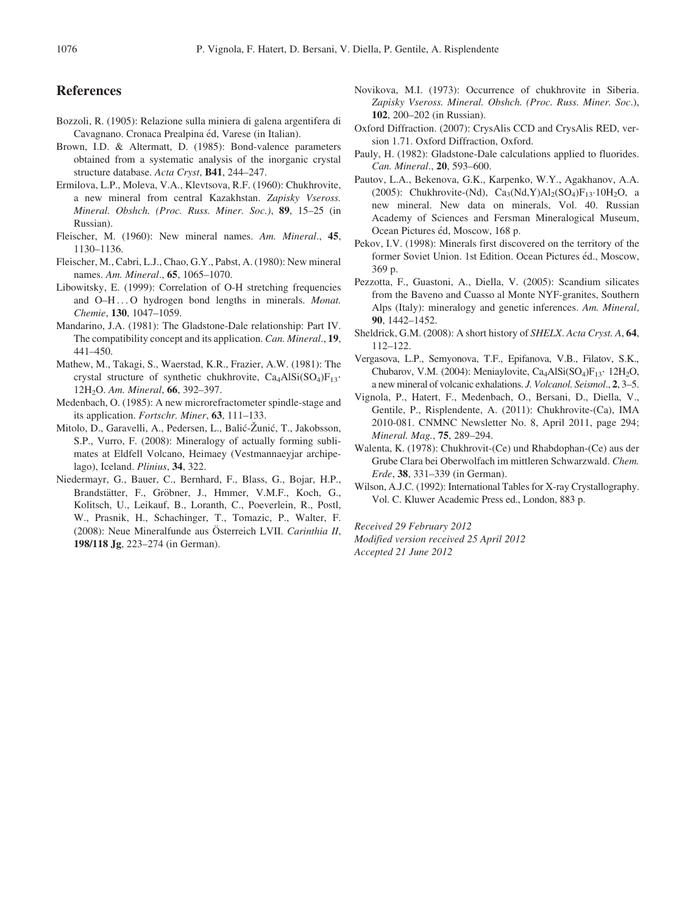## References

Bozzoli, R. (1905): Relazione sulla miniera di galena argentifera di Cavagnano. Cronaca Prealpina éd, Varese (in Italian).

Brown, I.D. & Altermatt, D. (1985): Bond-valence parameters obtained from a systematic analysis of the inorganic crystal structure database. *Acta Cryst*, **B41**, 244–247.

Ermilova, L.P., Moleva, V.A., Klevtsova, R.F. (1960): Chukhrovite, a new mineral from central Kazakhstan. *Zapisky Vseross. Mineral. Obshch. (Proc. Russ. Miner. Soc.)*, **89**, 15–25 (in Russian).

Fleischer, M. (1960): New mineral names. *Am. Mineral.*, **45**, 1130–1136.

Fleischer, M., Cabri, L.J., Chao, G.Y., Pabst, A. (1980): New mineral names. *Am. Mineral.*, **65**, 1065–1070.

Libowitsky, E. (1999): Correlation of O-H stretching frequencies and O–H . . . O hydrogen bond lengths in minerals. *Monat. Chemie*, **130**, 1047–1059.

Mandarino, J.A. (1981): The Gladstone-Dale relationship: Part IV. The compatibility concept and its application. *Can. Mineral.*, **19**, 441–450.

Mathew, M., Takagi, S., Waerstad, K.R., Frazier, A.W. (1981): The crystal structure of synthetic chukhrovite, $Ca_4AlSi(SO_4)F_{13}\cdot 12H_2O$. *Am. Mineral*, **66**, 392–397.

Medenbach, O. (1985): A new microrefractometer spindle-stage and its application. *Fortschr. Miner*, **63**, 111–133.

Mitolo, D., Garavelli, A., Pedersen, L., Balić-Žunić, T., Jakobsson, S.P., Vurro, F. (2008): Mineralogy of actually forming sublimates at Eldfell Volcano, Heimaey (Vestmannaeyjar archipelago), Iceland. *Plinius*, **34**, 322.

Niedermayr, G., Bauer, C., Bernhard, F., Blass, G., Bojar, H.P., Brandstätter, F., Gröbner, J., Hmmer, V.M.F., Koch, G., Kolitsch, U., Leikauf, B., Loranth, C., Poeverlein, R., Postl, W., Prasnik, H., Schachinger, T., Tomazic, P., Walter, F. (2008): Neue Mineralfunde aus Österreich LVII. *Carinthia II*, **198/118 Jg**, 223–274 (in German).

Novikova, M.I. (1973): Occurrence of chukhrovite in Siberia. *Zapisky Vseross. Mineral. Obshch. (Proc. Russ. Miner. Soc.)*, **102**, 200–202 (in Russian).

Oxford Diffraction. (2007): CrysAlis CCD and CrysAlis RED, version 1.71. Oxford Diffraction, Oxford.

Pauly, H. (1982): Gladstone-Dale calculations applied to fluorides. *Can. Mineral.*, **20**, 593–600.

Pautov, L.A., Bekenova, G.K., Karpenko, W.Y., Agakhanov, A.A. (2005): Chukhrovite-(Nd), $Ca_3(Nd,Y)Al_2(SO_4)F_{13}\cdot 10H_2O$, a new mineral. New data on minerals, Vol. 40. Russian Academy of Sciences and Fersman Mineralogical Museum, Ocean Pictures éd, Moscow, 168 p.

Pekov, I.V. (1998): Minerals first discovered on the territory of the former Soviet Union. 1st Edition. Ocean Pictures éd., Moscow, 369 p.

Pezzotta, F., Guastoni, A., Diella, V. (2005): Scandium silicates from the Baveno and Cuasso al Monte NYF-granites, Southern Alps (Italy): mineralogy and genetic inferences. *Am. Mineral*, **90**, 1442–1452.

Sheldrick, G.M. (2008): A short history of *SHELX*. *Acta Cryst. A*, **64**, 112–122.

Vergasova, L.P., Semyonova, T.F., Epifanova, V.B., Filatov, S.K., Chubarov, V.M. (2004): Meniaylovite, $Ca_4AlSi(SO_4)F_{13}\cdot 12H_2O$, a new mineral of volcanic exhalations. *J. Volcanol. Seismol.*, **2**, 3–5.

Vignola, P., Hatert, F., Medenbach, O., Bersani, D., Diella, V., Gentile, P., Risplendente, A. (2011): Chukhrovite-(Ca), IMA 2010-081. CNMNC Newsletter No. 8, April 2011, page 294; *Mineral. Mag.*, **75**, 289–294.

Walenta, K. (1978): Chukhrovit-(Ce) und Rhabdophan-(Ce) aus der Grube Clara bei Oberwolfach im mittleren Schwarzwald. *Chem. Erde*, **38**, 331–339 (in German).

Wilson, A.J.C. (1992): International Tables for X-ray Crystallography. Vol. C. Kluwer Academic Press ed., London, 883 p.

*Received 29 February 2012*
*Modified version received 25 April 2012*
*Accepted 21 June 2012*